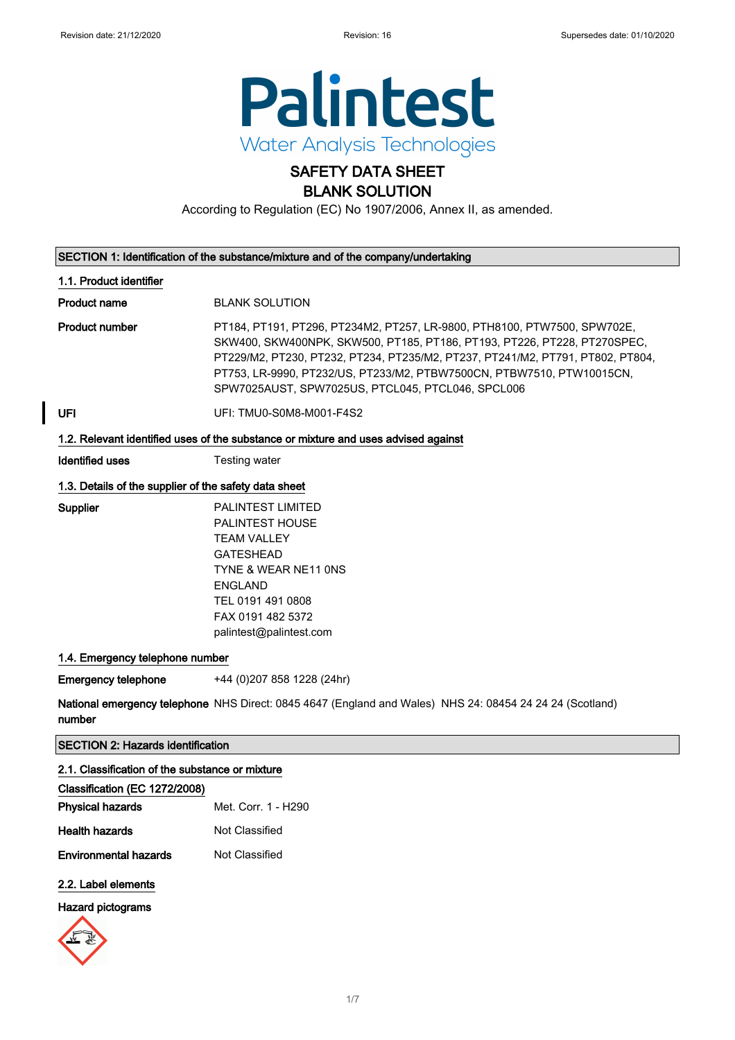Revision date: 21/12/2020 Revision: 16 Supersedes date: 01/10/2020

Palintest
Water Analysis Technologies

# SAFETY DATA SHEET
# BLANK SOLUTION

According to Regulation (EC) No 1907/2006, Annex II, as amended.

## SECTION 1: Identification of the substance/mixture and of the company/undertaking

### 1.1. Product identifier

**Product name** BLANK SOLUTION

**Product number** PT184, PT191, PT296, PT234M2, PT257, LR-9800, PTH8100, PTW7500, SPW702E, SKW400, SKW400NPK, SKW500, PT185, PT186, PT193, PT226, PT228, PT270SPEC, PT229/M2, PT230, PT232, PT234, PT235/M2, PT237, PT241/M2, PT791, PT802, PT804, PT753, LR-9990, PT232/US, PT233/M2, PTBW7500CN, PTBW7510, PTW10015CN, SPW7025AUST, SPW7025US, PTCL045, PTCL046, SPCL006

**UFI** UFI: TMU0-S0M8-M001-F4S2

### 1.2. Relevant identified uses of the substance or mixture and uses advised against

**Identified uses** Testing water

### 1.3. Details of the supplier of the safety data sheet

**Supplier**
PALINTEST LIMITED
PALINTEST HOUSE
TEAM VALLEY
GATESHEAD
TYNE & WEAR NE11 0NS
ENGLAND
TEL 0191 491 0808
FAX 0191 482 5372
palintest@palintest.com

### 1.4. Emergency telephone number

**Emergency telephone** +44 (0)207 858 1228 (24hr)

**National emergency telephone number** NHS Direct: 0845 4647 (England and Wales) NHS 24: 08454 24 24 24 (Scotland)

## SECTION 2: Hazards identification

### 2.1. Classification of the substance or mixture

**Classification (EC 1272/2008)**

**Physical hazards** Met. Corr. 1 - H290

**Health hazards** Not Classified

**Environmental hazards** Not Classified

### 2.2. Label elements

**Hazard pictograms**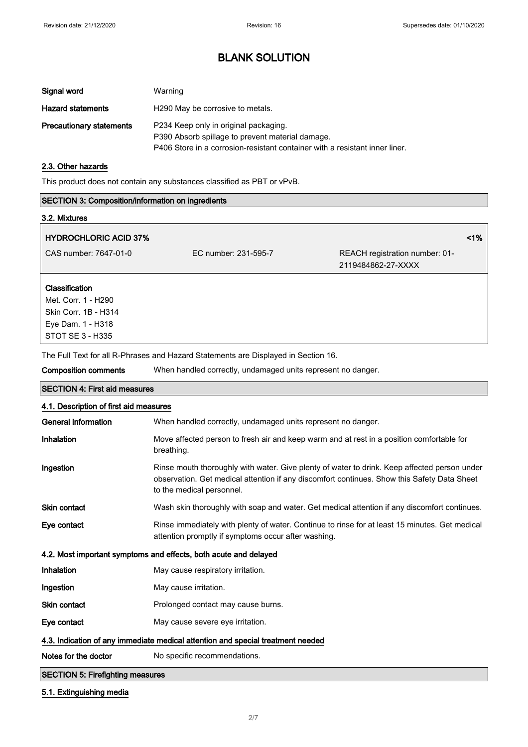# BLANK SOLUTION

| | |
|---|---|
| **Signal word** | Warning |
| **Hazard statements** | H290 May be corrosive to metals. |
| **Precautionary statements** | P234 Keep only in original packaging.<br>P390 Absorb spillage to prevent material damage.<br>P406 Store in a corrosion-resistant container with a resistant inner liner. |

### 2.3. Other hazards

This product does not contain any substances classified as PBT or vPvB.

## SECTION 3: Composition/information on ingredients

### 3.2. Mixtures

| **HYDROCHLORIC ACID 37%** | | **<1%** |
|---|---|---|
| CAS number: 7647-01-0 | EC number: 231-595-7 | REACH registration number: 01-2119484862-27-XXXX |

**Classification**
Met. Corr. 1 - H290
Skin Corr. 1B - H314
Eye Dam. 1 - H318
STOT SE 3 - H335

The Full Text for all R-Phrases and Hazard Statements are Displayed in Section 16.

| | |
|---|---|
| **Composition comments** | When handled correctly, undamaged units represent no danger. |

## SECTION 4: First aid measures

### 4.1. Description of first aid measures

| | |
|---|---|
| **General information** | When handled correctly, undamaged units represent no danger. |
| **Inhalation** | Move affected person to fresh air and keep warm and at rest in a position comfortable for breathing. |
| **Ingestion** | Rinse mouth thoroughly with water. Give plenty of water to drink. Keep affected person under observation. Get medical attention if any discomfort continues. Show this Safety Data Sheet to the medical personnel. |
| **Skin contact** | Wash skin thoroughly with soap and water. Get medical attention if any discomfort continues. |
| **Eye contact** | Rinse immediately with plenty of water. Continue to rinse for at least 15 minutes. Get medical attention promptly if symptoms occur after washing. |

### 4.2. Most important symptoms and effects, both acute and delayed

| | |
|---|---|
| **Inhalation** | May cause respiratory irritation. |
| **Ingestion** | May cause irritation. |
| **Skin contact** | Prolonged contact may cause burns. |
| **Eye contact** | May cause severe eye irritation. |

### 4.3. Indication of any immediate medical attention and special treatment needed

| | |
|---|---|
| **Notes for the doctor** | No specific recommendations. |

## SECTION 5: Firefighting measures

### 5.1. Extinguishing media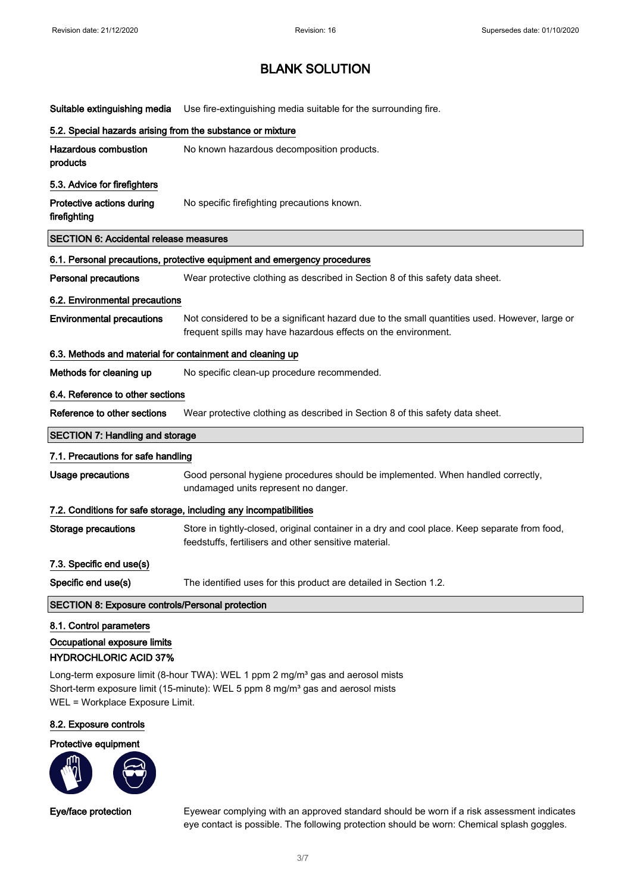# BLANK SOLUTION

**Suitable extinguishing media** Use fire-extinguishing media suitable for the surrounding fire.

### 5.2. Special hazards arising from the substance or mixture

**Hazardous combustion products** No known hazardous decomposition products.

### 5.3. Advice for firefighters

**Protective actions during firefighting** No specific firefighting precautions known.

## SECTION 6: Accidental release measures

### 6.1. Personal precautions, protective equipment and emergency procedures

**Personal precautions** Wear protective clothing as described in Section 8 of this safety data sheet.

### 6.2. Environmental precautions

**Environmental precautions** Not considered to be a significant hazard due to the small quantities used. However, large or frequent spills may have hazardous effects on the environment.

### 6.3. Methods and material for containment and cleaning up

**Methods for cleaning up** No specific clean-up procedure recommended.

### 6.4. Reference to other sections

**Reference to other sections** Wear protective clothing as described in Section 8 of this safety data sheet.

## SECTION 7: Handling and storage

### 7.1. Precautions for safe handling

**Usage precautions** Good personal hygiene procedures should be implemented. When handled correctly, undamaged units represent no danger.

### 7.2. Conditions for safe storage, including any incompatibilities

**Storage precautions** Store in tightly-closed, original container in a dry and cool place. Keep separate from food, feedstuffs, fertilisers and other sensitive material.

### 7.3. Specific end use(s)

**Specific end use(s)** The identified uses for this product are detailed in Section 1.2.

## SECTION 8: Exposure controls/Personal protection

### 8.1. Control parameters

**Occupational exposure limits**

**HYDROCHLORIC ACID 37%**

Long-term exposure limit (8-hour TWA): WEL 1 ppm 2 mg/m³ gas and aerosol mists
Short-term exposure limit (15-minute): WEL 5 ppm 8 mg/m³ gas and aerosol mists
WEL = Workplace Exposure Limit.

### 8.2. Exposure controls

**Protective equipment**

**Eye/face protection** Eyewear complying with an approved standard should be worn if a risk assessment indicates eye contact is possible. The following protection should be worn: Chemical splash goggles.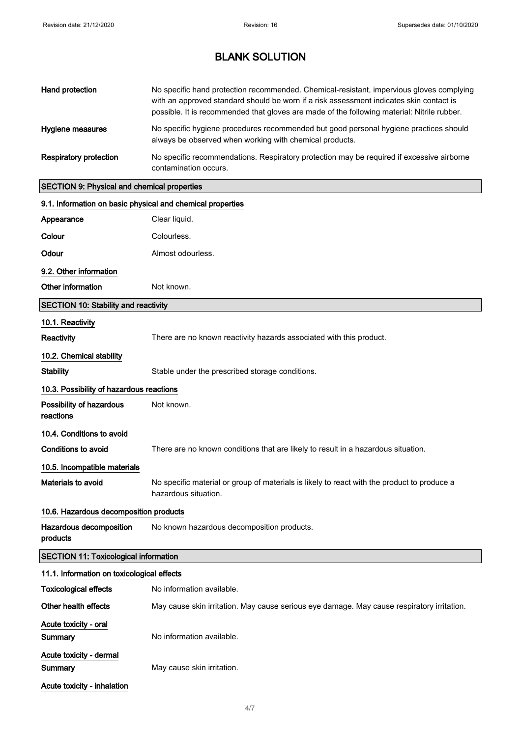| | |
|---|---|
| **Hand protection** | No specific hand protection recommended. Chemical-resistant, impervious gloves complying with an approved standard should be worn if a risk assessment indicates skin contact is possible. It is recommended that gloves are made of the following material: Nitrile rubber. |
| **Hygiene measures** | No specific hygiene procedures recommended but good personal hygiene practices should always be observed when working with chemical products. |
| **Respiratory protection** | No specific recommendations. Respiratory protection may be required if excessive airborne contamination occurs. |

## SECTION 9: Physical and chemical properties

### 9.1. Information on basic physical and chemical properties

| | |
|---|---|
| **Appearance** | Clear liquid. |
| **Colour** | Colourless. |
| **Odour** | Almost odourless. |

### 9.2. Other information

| | |
|---|---|
| **Other information** | Not known. |

## SECTION 10: Stability and reactivity

### 10.1. Reactivity

| | |
|---|---|
| **Reactivity** | There are no known reactivity hazards associated with this product. |

### 10.2. Chemical stability

| | |
|---|---|
| **Stability** | Stable under the prescribed storage conditions. |

### 10.3. Possibility of hazardous reactions

| | |
|---|---|
| **Possibility of hazardous reactions** | Not known. |

### 10.4. Conditions to avoid

| | |
|---|---|
| **Conditions to avoid** | There are no known conditions that are likely to result in a hazardous situation. |

### 10.5. Incompatible materials

| | |
|---|---|
| **Materials to avoid** | No specific material or group of materials is likely to react with the product to produce a hazardous situation. |

### 10.6. Hazardous decomposition products

| | |
|---|---|
| **Hazardous decomposition products** | No known hazardous decomposition products. |

## SECTION 11: Toxicological information

### 11.1. Information on toxicological effects

| | |
|---|---|
| **Toxicological effects** | No information available. |
| **Other health effects** | May cause skin irritation. May cause serious eye damage. May cause respiratory irritation. |

**Acute toxicity - oral**

| | |
|---|---|
| **Summary** | No information available. |

**Acute toxicity - dermal**

| | |
|---|---|
| **Summary** | May cause skin irritation. |

**Acute toxicity - inhalation**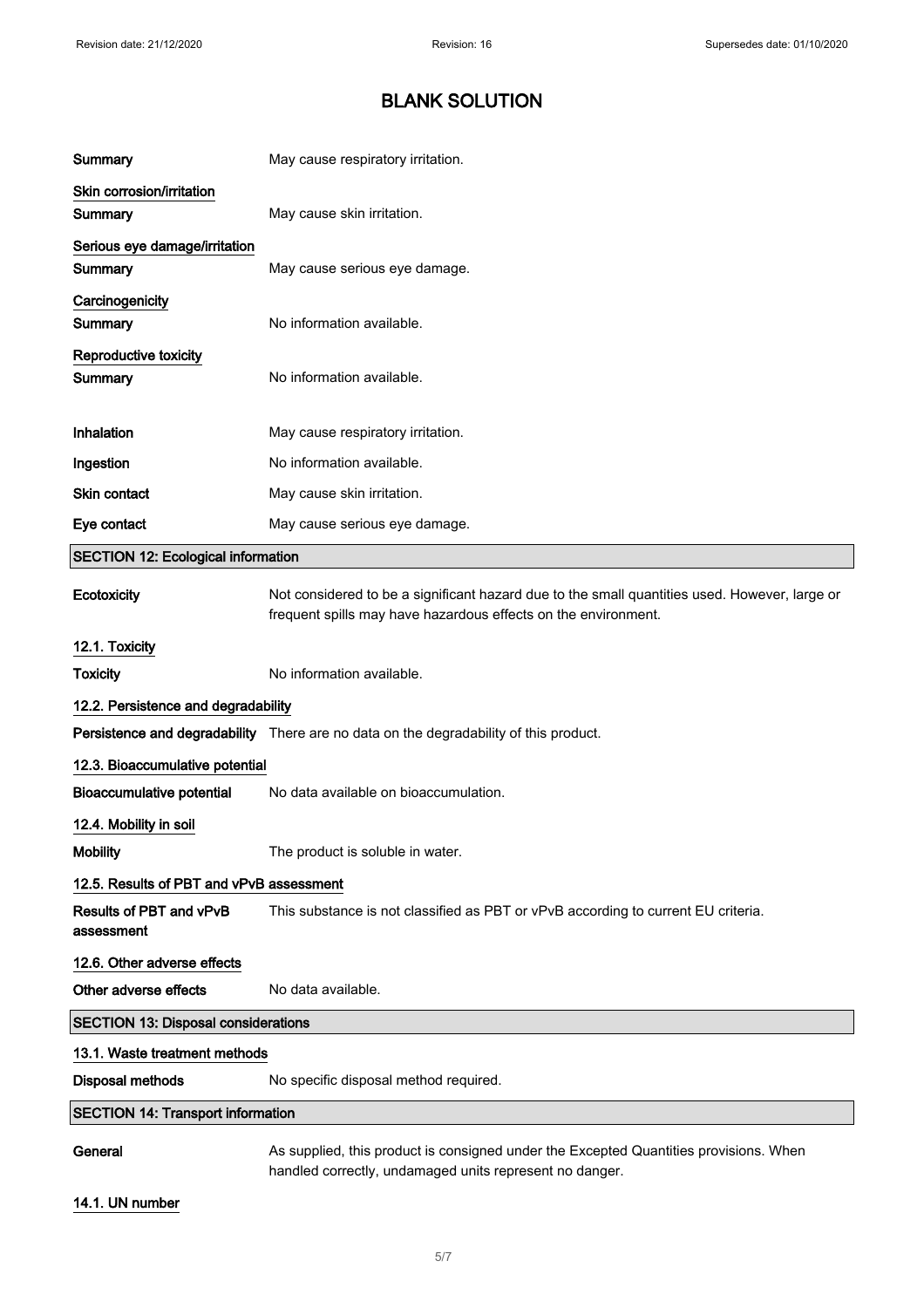# BLANK SOLUTION

| | |
|---|---|
| **Summary** | May cause respiratory irritation. |

**Skin corrosion/irritation**

| | |
|---|---|
| **Summary** | May cause skin irritation. |

**Serious eye damage/irritation**

| | |
|---|---|
| **Summary** | May cause serious eye damage. |

**Carcinogenicity**

| | |
|---|---|
| **Summary** | No information available. |

**Reproductive toxicity**

| | |
|---|---|
| **Summary** | No information available. |

| | |
|---|---|
| **Inhalation** | May cause respiratory irritation. |
| **Ingestion** | No information available. |
| **Skin contact** | May cause skin irritation. |
| **Eye contact** | May cause serious eye damage. |

## SECTION 12: Ecological information

| | |
|---|---|
| **Ecotoxicity** | Not considered to be a significant hazard due to the small quantities used. However, large or frequent spills may have hazardous effects on the environment. |

### 12.1. Toxicity

| | |
|---|---|
| **Toxicity** | No information available. |

### 12.2. Persistence and degradability

| | |
|---|---|
| **Persistence and degradability** | There are no data on the degradability of this product. |

### 12.3. Bioaccumulative potential

| | |
|---|---|
| **Bioaccumulative potential** | No data available on bioaccumulation. |

### 12.4. Mobility in soil

| | |
|---|---|
| **Mobility** | The product is soluble in water. |

### 12.5. Results of PBT and vPvB assessment

| | |
|---|---|
| **Results of PBT and vPvB assessment** | This substance is not classified as PBT or vPvB according to current EU criteria. |

### 12.6. Other adverse effects

| | |
|---|---|
| **Other adverse effects** | No data available. |

## SECTION 13: Disposal considerations

### 13.1. Waste treatment methods

| | |
|---|---|
| **Disposal methods** | No specific disposal method required. |

## SECTION 14: Transport information

| | |
|---|---|
| **General** | As supplied, this product is consigned under the Excepted Quantities provisions. When handled correctly, undamaged units represent no danger. |

### 14.1. UN number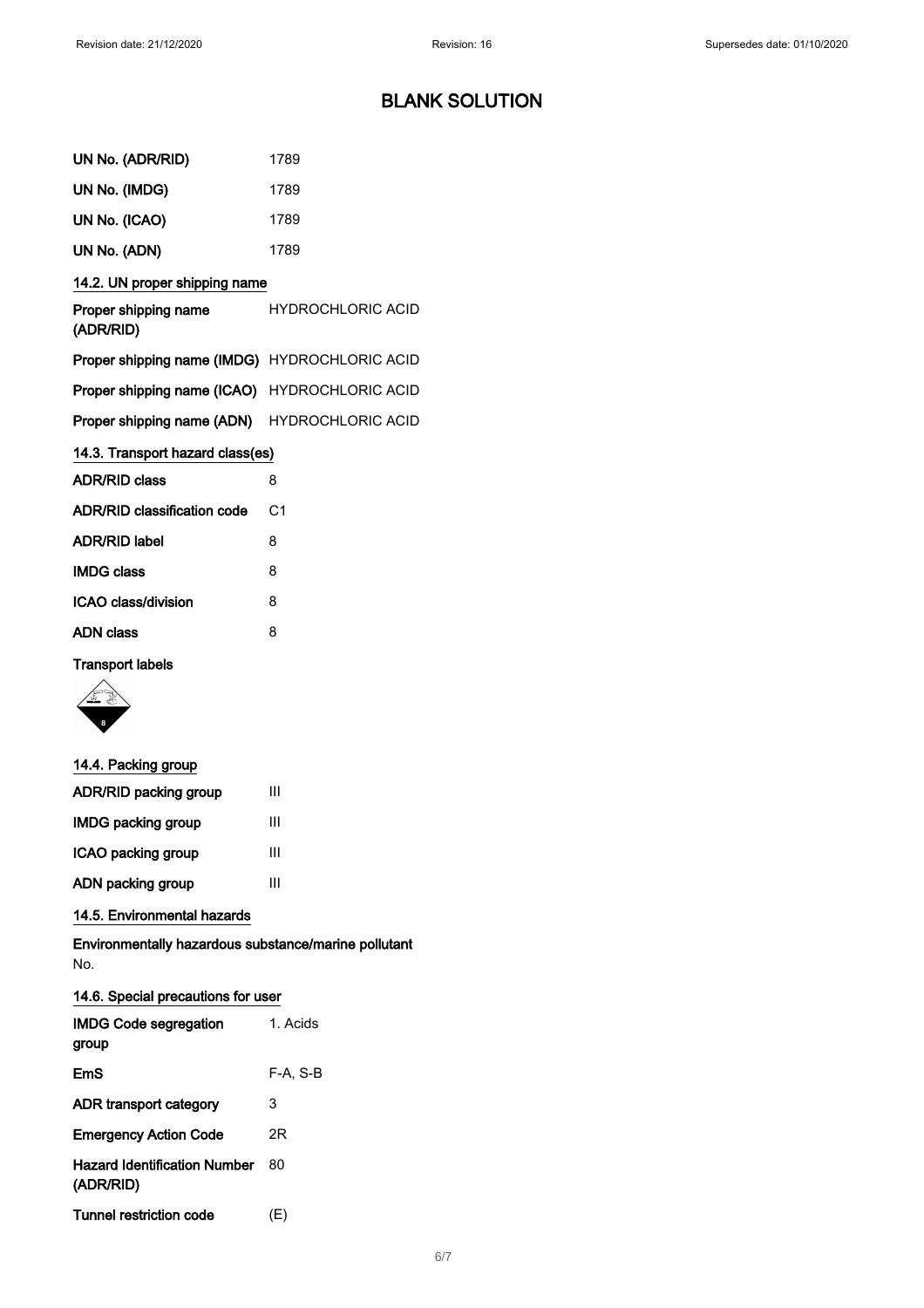# BLANK SOLUTION

| | |
|---|---|
| **UN No. (ADR/RID)** | 1789 |
| **UN No. (IMDG)** | 1789 |
| **UN No. (ICAO)** | 1789 |
| **UN No. (ADN)** | 1789 |

## 14.2. UN proper shipping name

| | |
|---|---|
| **Proper shipping name (ADR/RID)** | HYDROCHLORIC ACID |
| **Proper shipping name (IMDG)** | HYDROCHLORIC ACID |
| **Proper shipping name (ICAO)** | HYDROCHLORIC ACID |
| **Proper shipping name (ADN)** | HYDROCHLORIC ACID |

## 14.3. Transport hazard class(es)

| | |
|---|---|
| **ADR/RID class** | 8 |
| **ADR/RID classification code** | C1 |
| **ADR/RID label** | 8 |
| **IMDG class** | 8 |
| **ICAO class/division** | 8 |
| **ADN class** | 8 |

**Transport labels**

## 14.4. Packing group

| | |
|---|---|
| **ADR/RID packing group** | III |
| **IMDG packing group** | III |
| **ICAO packing group** | III |
| **ADN packing group** | III |

## 14.5. Environmental hazards

**Environmentally hazardous substance/marine pollutant**

No.

## 14.6. Special precautions for user

| | |
|---|---|
| **IMDG Code segregation group** | 1. Acids |
| **EmS** | F-A, S-B |
| **ADR transport category** | 3 |
| **Emergency Action Code** | 2R |
| **Hazard Identification Number (ADR/RID)** | 80 |
| **Tunnel restriction code** | (E) |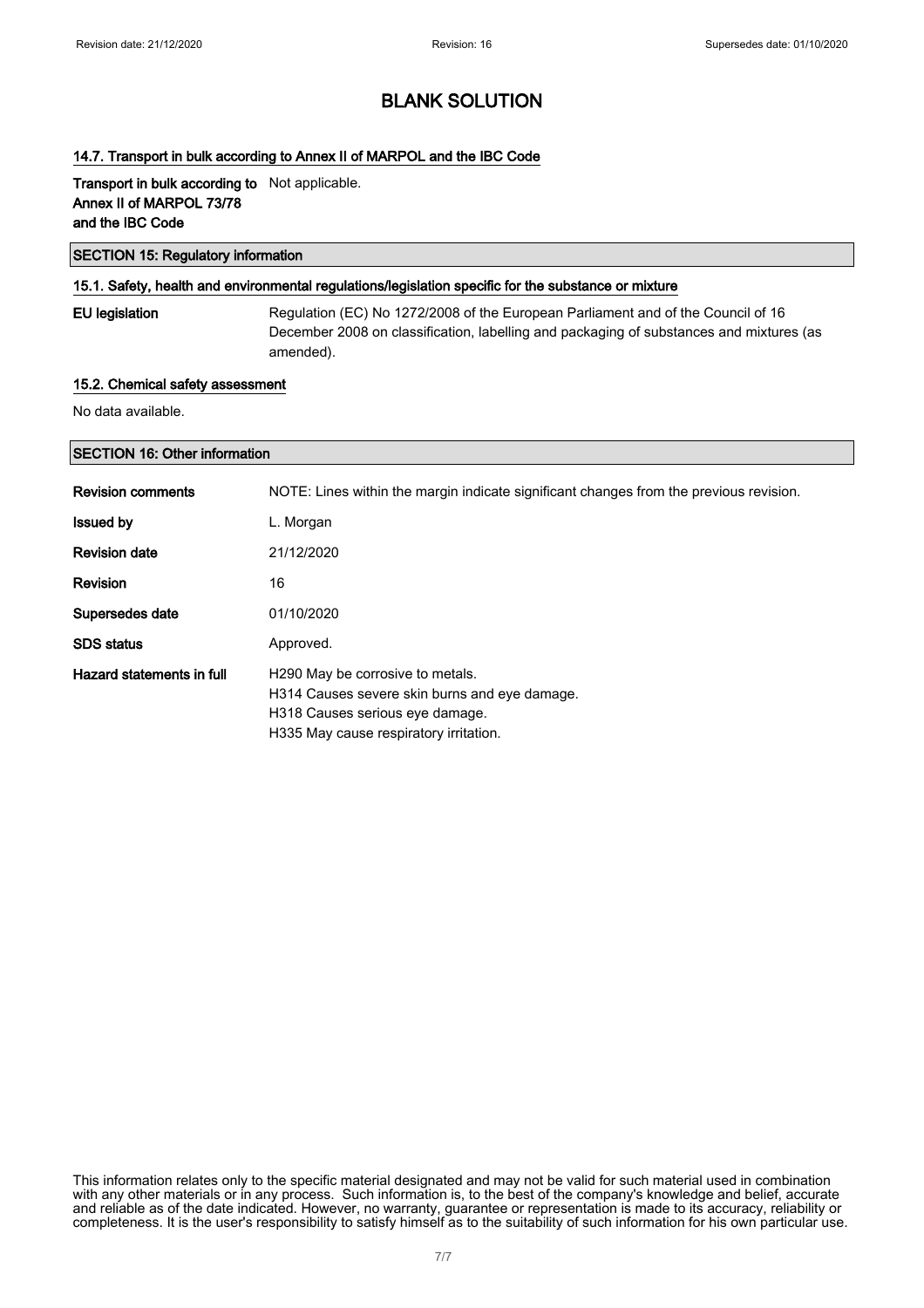#### 14.7. Transport in bulk according to Annex II of MARPOL and the IBC Code

| | |
|---|---|
| **Transport in bulk according to Annex II of MARPOL 73/78 and the IBC Code** | Not applicable. |

## SECTION 15: Regulatory information

#### 15.1. Safety, health and environmental regulations/legislation specific for the substance or mixture

| | |
|---|---|
| **EU legislation** | Regulation (EC) No 1272/2008 of the European Parliament and of the Council of 16 December 2008 on classification, labelling and packaging of substances and mixtures (as amended). |

#### 15.2. Chemical safety assessment

No data available.

## SECTION 16: Other information

| | |
|---|---|
| **Revision comments** | NOTE: Lines within the margin indicate significant changes from the previous revision. |
| **Issued by** | L. Morgan |
| **Revision date** | 21/12/2020 |
| **Revision** | 16 |
| **Supersedes date** | 01/10/2020 |
| **SDS status** | Approved. |
| **Hazard statements in full** | H290 May be corrosive to metals.<br>H314 Causes severe skin burns and eye damage.<br>H318 Causes serious eye damage.<br>H335 May cause respiratory irritation. |

This information relates only to the specific material designated and may not be valid for such material used in combination with any other materials or in any process. Such information is, to the best of the company's knowledge and belief, accurate and reliable as of the date indicated. However, no warranty, guarantee or representation is made to its accuracy, reliability or completeness. It is the user's responsibility to satisfy himself as to the suitability of such information for his own particular use.